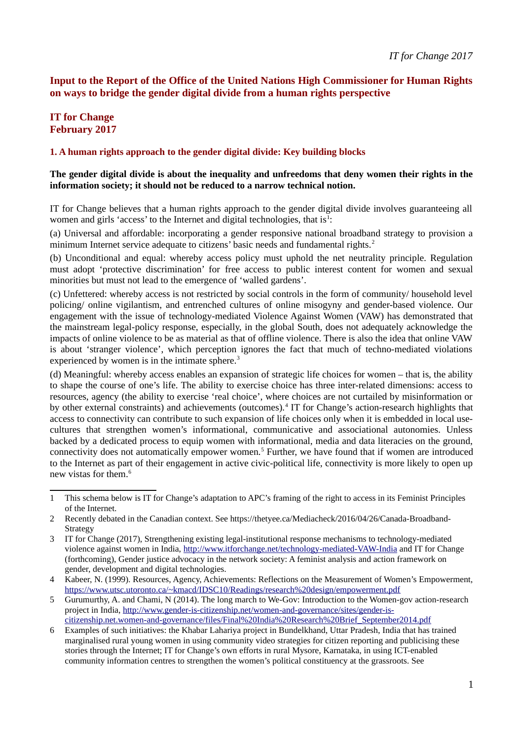# Input to the Report of the Office of the United Nations High Commissioner for Human Rights on ways to bridge the gender digital divide from a human rights perspective

**IT for Change**
**February 2017**

## 1. A human rights approach to the gender digital divide: Key building blocks

**The gender digital divide is about the inequality and unfreedoms that deny women their rights in the information society; it should not be reduced to a narrow technical notion.**

IT for Change believes that a human rights approach to the gender digital divide involves guaranteeing all women and girls 'access' to the Internet and digital technologies, that is[1]:

(a) Universal and affordable: incorporating a gender responsive national broadband strategy to provision a minimum Internet service adequate to citizens' basic needs and fundamental rights.[2]

(b) Unconditional and equal: whereby access policy must uphold the net neutrality principle. Regulation must adopt 'protective discrimination' for free access to public interest content for women and sexual minorities but must not lead to the emergence of 'walled gardens'.

(c) Unfettered: whereby access is not restricted by social controls in the form of community/ household level policing/ online vigilantism, and entrenched cultures of online misogyny and gender-based violence. Our engagement with the issue of technology-mediated Violence Against Women (VAW) has demonstrated that the mainstream legal-policy response, especially, in the global South, does not adequately acknowledge the impacts of online violence to be as material as that of offline violence. There is also the idea that online VAW is about 'stranger violence', which perception ignores the fact that much of techno-mediated violations experienced by women is in the intimate sphere.[3]

(d) Meaningful: whereby access enables an expansion of strategic life choices for women – that is, the ability to shape the course of one's life. The ability to exercise choice has three inter-related dimensions: access to resources, agency (the ability to exercise 'real choice', where choices are not curtailed by misinformation or by other external constraints) and achievements (outcomes).[4] IT for Change's action-research highlights that access to connectivity can contribute to such expansion of life choices only when it is embedded in local use-cultures that strengthen women's informational, communicative and associational autonomies. Unless backed by a dedicated process to equip women with informational, media and data literacies on the ground, connectivity does not automatically empower women.[5] Further, we have found that if women are introduced to the Internet as part of their engagement in active civic-political life, connectivity is more likely to open up new vistas for them.[6]

---

1. This schema below is IT for Change's adaptation to APC's framing of the right to access in its Feminist Principles of the Internet.
2. Recently debated in the Canadian context. See https://thetyee.ca/Mediacheck/2016/04/26/Canada-Broadband-Strategy
3. IT for Change (2017), Strengthening existing legal-institutional response mechanisms to technology-mediated violence against women in India, http://www.itforchange.net/technology-mediated-VAW-India and IT for Change (forthcoming), Gender justice advocacy in the network society: A feminist analysis and action framework on gender, development and digital technologies.
4. Kabeer, N. (1999). Resources, Agency, Achievements: Reflections on the Measurement of Women's Empowerment, https://www.utsc.utoronto.ca/~kmacd/IDSC10/Readings/research%20design/empowerment.pdf
5. Gurumurthy, A. and Chami, N (2014). The long march to We-Gov: Introduction to the Women-gov action-research project in India, http://www.gender-is-citizenship.net/women-and-governance/sites/gender-is-citizenship.net.women-and-governance/files/Final%20India%20Research%20Brief_September2014.pdf
6. Examples of such initiatives: the Khabar Lahariya project in Bundelkhand, Uttar Pradesh, India that has trained marginalised rural young women in using community video strategies for citizen reporting and publicising these stories through the Internet; IT for Change's own efforts in rural Mysore, Karnataka, in using ICT-enabled community information centres to strengthen the women's political constituency at the grassroots. See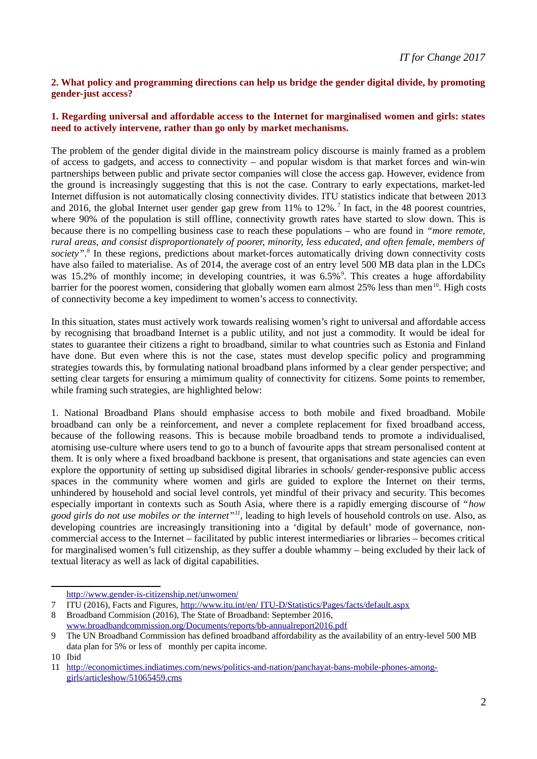**2. What policy and programming directions can help us bridge the gender digital divide, by promoting gender-just access?**

**1. Regarding universal and affordable access to the Internet for marginalised women and girls: states need to actively intervene, rather than go only by market mechanisms.**

The problem of the gender digital divide in the mainstream policy discourse is mainly framed as a problem of access to gadgets, and access to connectivity – and popular wisdom is that market forces and win-win partnerships between public and private sector companies will close the access gap. However, evidence from the ground is increasingly suggesting that this is not the case. Contrary to early expectations, market-led Internet diffusion is not automatically closing connectivity divides. ITU statistics indicate that between 2013 and 2016, the global Internet user gender gap grew from 11% to 12%.[7] In fact, in the 48 poorest countries, where 90% of the population is still offline, connectivity growth rates have started to slow down. This is because there is no compelling business case to reach these populations – who are found in *"more remote, rural areas, and consist disproportionately of poorer, minority, less educated, and often female, members of society"*.[8] In these regions, predictions about market-forces automatically driving down connectivity costs have also failed to materialise. As of 2014, the average cost of an entry level 500 MB data plan in the LDCs was 15.2% of monthly income; in developing countries, it was 6.5%[9]. This creates a huge affordability barrier for the poorest women, considering that globally women earn almost 25% less than men[10]. High costs of connectivity become a key impediment to women's access to connectivity.

In this situation, states must actively work towards realising women's right to universal and affordable access by recognising that broadband Internet is a public utility, and not just a commodity. It would be ideal for states to guarantee their citizens a right to broadband, similar to what countries such as Estonia and Finland have done. But even where this is not the case, states must develop specific policy and programming strategies towards this, by formulating national broadband plans informed by a clear gender perspective; and setting clear targets for ensuring a mimimum quality of connectivity for citizens. Some points to remember, while framing such strategies, are highlighted below:

1. National Broadband Plans should emphasise access to both mobile and fixed broadband. Mobile broadband can only be a reinforcement, and never a complete replacement for fixed broadband access, because of the following reasons. This is because mobile broadband tends to promote a individualised, atomising use-culture where users tend to go to a bunch of favourite apps that stream personalised content at them. It is only where a fixed broadband backbone is present, that organisations and state agencies can even explore the opportunity of setting up subsidised digital libraries in schools/ gender-responsive public access spaces in the community where women and girls are guided to explore the Internet on their terms, unhindered by household and social level controls, yet mindful of their privacy and security. This becomes especially important in contexts such as South Asia, where there is a rapidly emerging discourse of *"how good girls do not use mobiles or the internet"*[11], leading to high levels of household controls on use. Also, as developing countries are increasingly transitioning into a 'digital by default' mode of governance, non-commercial access to the Internet – facilitated by public interest intermediaries or libraries – becomes critical for marginalised women's full citizenship, as they suffer a double whammy – being excluded by their lack of textual literacy as well as lack of digital capabilities.

---

http://www.gender-is-citizenship.net/unwomen/

7 ITU (2016), Facts and Figures, http://www.itu.int/en/ ITU-D/Statistics/Pages/facts/default.aspx

8 Broadband Commision (2016), The State of Broadband: September 2016, www.broadbandcommission.org/Documents/reports/bb-annualreport2016.pdf

9 The UN Broadband Commission has defined broadband affordability as the availability of an entry-level 500 MB data plan for 5% or less of monthly per capita income.

10 Ibid

11 http://economictimes.indiatimes.com/news/politics-and-nation/panchayat-bans-mobile-phones-among-girls/articleshow/51065459.cms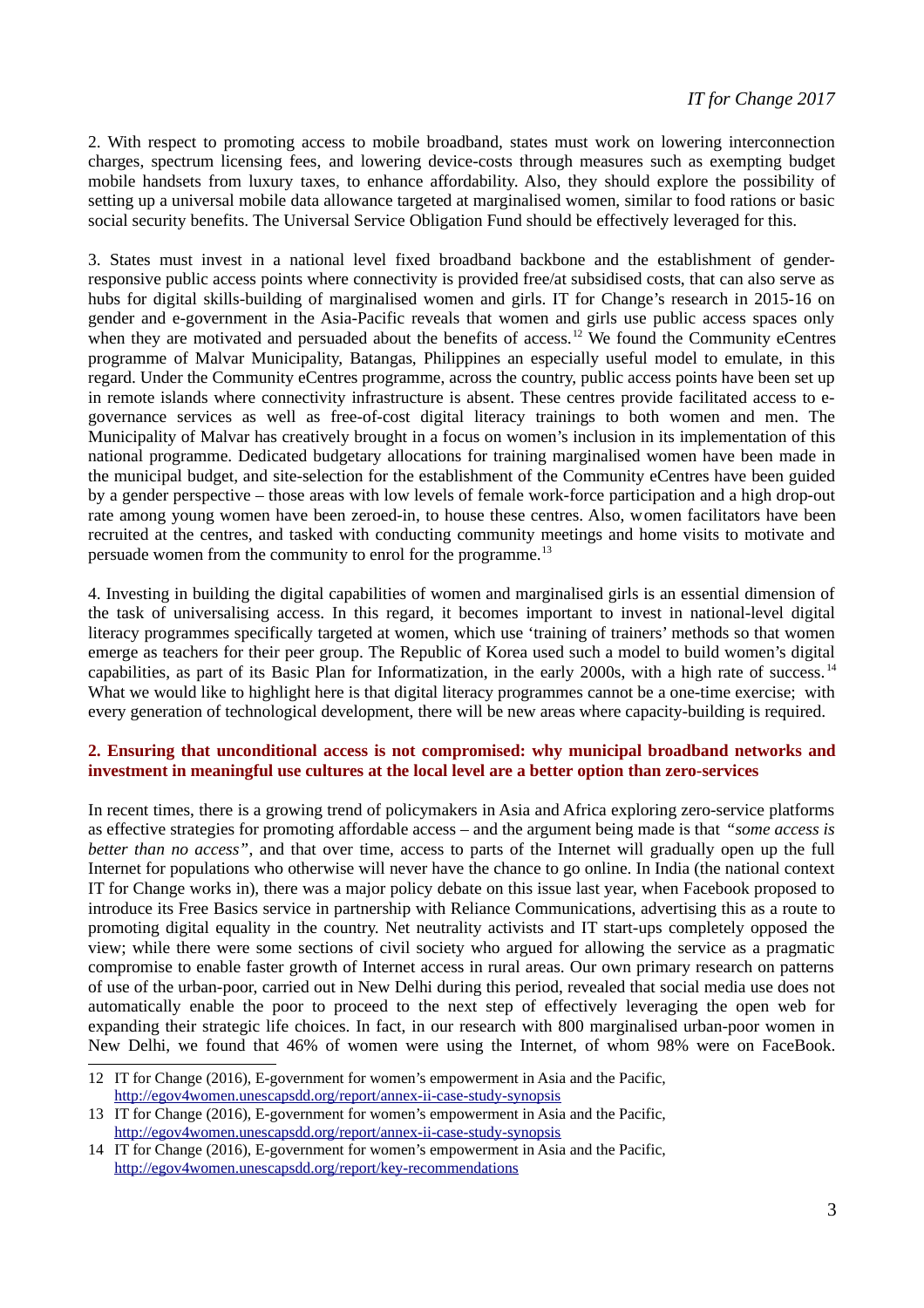2. With respect to promoting access to mobile broadband, states must work on lowering interconnection charges, spectrum licensing fees, and lowering device-costs through measures such as exempting budget mobile handsets from luxury taxes, to enhance affordability. Also, they should explore the possibility of setting up a universal mobile data allowance targeted at marginalised women, similar to food rations or basic social security benefits. The Universal Service Obligation Fund should be effectively leveraged for this.

3. States must invest in a national level fixed broadband backbone and the establishment of gender-responsive public access points where connectivity is provided free/at subsidised costs, that can also serve as hubs for digital skills-building of marginalised women and girls. IT for Change's research in 2015-16 on gender and e-government in the Asia-Pacific reveals that women and girls use public access spaces only when they are motivated and persuaded about the benefits of access.[12] We found the Community eCentres programme of Malvar Municipality, Batangas, Philippines an especially useful model to emulate, in this regard. Under the Community eCentres programme, across the country, public access points have been set up in remote islands where connectivity infrastructure is absent. These centres provide facilitated access to e-governance services as well as free-of-cost digital literacy trainings to both women and men. The Municipality of Malvar has creatively brought in a focus on women's inclusion in its implementation of this national programme. Dedicated budgetary allocations for training marginalised women have been made in the municipal budget, and site-selection for the establishment of the Community eCentres have been guided by a gender perspective – those areas with low levels of female work-force participation and a high drop-out rate among young women have been zeroed-in, to house these centres. Also, women facilitators have been recruited at the centres, and tasked with conducting community meetings and home visits to motivate and persuade women from the community to enrol for the programme.[13]

4. Investing in building the digital capabilities of women and marginalised girls is an essential dimension of the task of universalising access. In this regard, it becomes important to invest in national-level digital literacy programmes specifically targeted at women, which use 'training of trainers' methods so that women emerge as teachers for their peer group. The Republic of Korea used such a model to build women's digital capabilities, as part of its Basic Plan for Informatization, in the early 2000s, with a high rate of success.[14] What we would like to highlight here is that digital literacy programmes cannot be a one-time exercise; with every generation of technological development, there will be new areas where capacity-building is required.

### 2. Ensuring that unconditional access is not compromised: why municipal broadband networks and investment in meaningful use cultures at the local level are a better option than zero-services

In recent times, there is a growing trend of policymakers in Asia and Africa exploring zero-service platforms as effective strategies for promoting affordable access – and the argument being made is that *"some access is better than no access"*, and that over time, access to parts of the Internet will gradually open up the full Internet for populations who otherwise will never have the chance to go online. In India (the national context IT for Change works in), there was a major policy debate on this issue last year, when Facebook proposed to introduce its Free Basics service in partnership with Reliance Communications, advertising this as a route to promoting digital equality in the country. Net neutrality activists and IT start-ups completely opposed the view; while there were some sections of civil society who argued for allowing the service as a pragmatic compromise to enable faster growth of Internet access in rural areas. Our own primary research on patterns of use of the urban-poor, carried out in New Delhi during this period, revealed that social media use does not automatically enable the poor to proceed to the next step of effectively leveraging the open web for expanding their strategic life choices. In fact, in our research with 800 marginalised urban-poor women in New Delhi, we found that 46% of women were using the Internet, of whom 98% were on FaceBook.

---

12 IT for Change (2016), E-government for women's empowerment in Asia and the Pacific, http://egov4women.unescapsdd.org/report/annex-ii-case-study-synopsis

13 IT for Change (2016), E-government for women's empowerment in Asia and the Pacific, http://egov4women.unescapsdd.org/report/annex-ii-case-study-synopsis

14 IT for Change (2016), E-government for women's empowerment in Asia and the Pacific, http://egov4women.unescapsdd.org/report/key-recommendations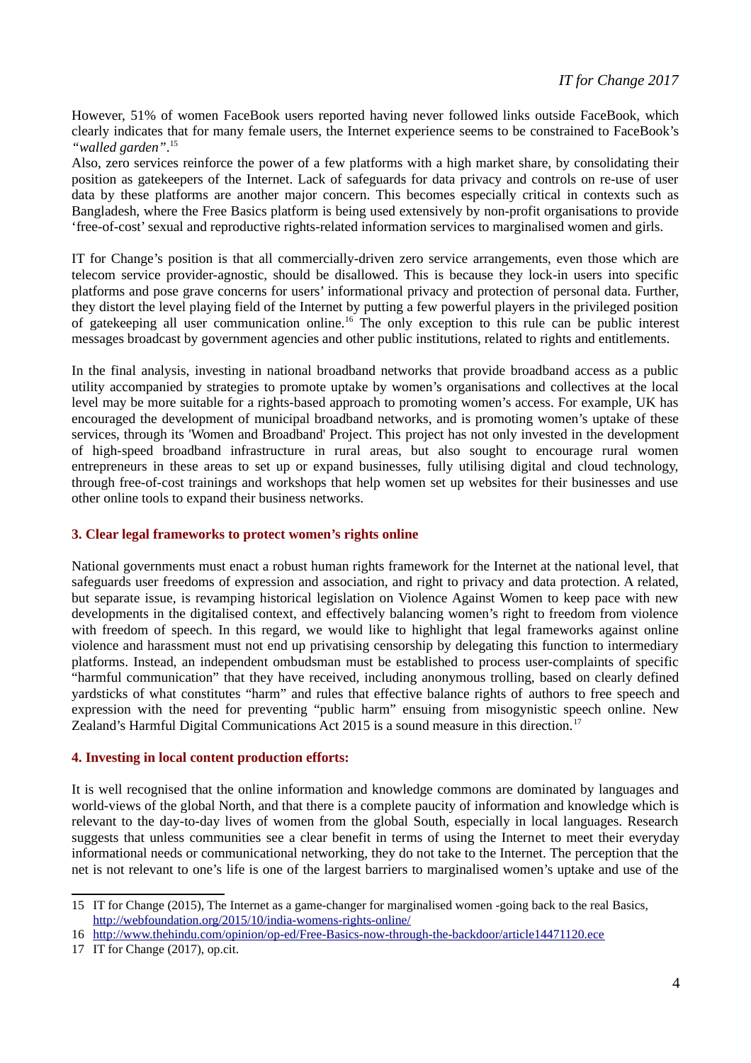However, 51% of women FaceBook users reported having never followed links outside FaceBook, which clearly indicates that for many female users, the Internet experience seems to be constrained to FaceBook's *"walled garden"*.[15]

Also, zero services reinforce the power of a few platforms with a high market share, by consolidating their position as gatekeepers of the Internet. Lack of safeguards for data privacy and controls on re-use of user data by these platforms are another major concern. This becomes especially critical in contexts such as Bangladesh, where the Free Basics platform is being used extensively by non-profit organisations to provide 'free-of-cost' sexual and reproductive rights-related information services to marginalised women and girls.

IT for Change's position is that all commercially-driven zero service arrangements, even those which are telecom service provider-agnostic, should be disallowed. This is because they lock-in users into specific platforms and pose grave concerns for users' informational privacy and protection of personal data. Further, they distort the level playing field of the Internet by putting a few powerful players in the privileged position of gatekeeping all user communication online.[16] The only exception to this rule can be public interest messages broadcast by government agencies and other public institutions, related to rights and entitlements.

In the final analysis, investing in national broadband networks that provide broadband access as a public utility accompanied by strategies to promote uptake by women's organisations and collectives at the local level may be more suitable for a rights-based approach to promoting women's access. For example, UK has encouraged the development of municipal broadband networks, and is promoting women's uptake of these services, through its 'Women and Broadband' Project. This project has not only invested in the development of high-speed broadband infrastructure in rural areas, but also sought to encourage rural women entrepreneurs in these areas to set up or expand businesses, fully utilising digital and cloud technology, through free-of-cost trainings and workshops that help women set up websites for their businesses and use other online tools to expand their business networks.

### 3. Clear legal frameworks to protect women's rights online

National governments must enact a robust human rights framework for the Internet at the national level, that safeguards user freedoms of expression and association, and right to privacy and data protection. A related, but separate issue, is revamping historical legislation on Violence Against Women to keep pace with new developments in the digitalised context, and effectively balancing women's right to freedom from violence with freedom of speech. In this regard, we would like to highlight that legal frameworks against online violence and harassment must not end up privatising censorship by delegating this function to intermediary platforms. Instead, an independent ombudsman must be established to process user-complaints of specific "harmful communication" that they have received, including anonymous trolling, based on clearly defined yardsticks of what constitutes "harm" and rules that effective balance rights of authors to free speech and expression with the need for preventing "public harm" ensuing from misogynistic speech online. New Zealand's Harmful Digital Communications Act 2015 is a sound measure in this direction.[17]

### 4. Investing in local content production efforts:

It is well recognised that the online information and knowledge commons are dominated by languages and world-views of the global North, and that there is a complete paucity of information and knowledge which is relevant to the day-to-day lives of women from the global South, especially in local languages. Research suggests that unless communities see a clear benefit in terms of using the Internet to meet their everyday informational needs or communicational networking, they do not take to the Internet. The perception that the net is not relevant to one's life is one of the largest barriers to marginalised women's uptake and use of the

---

15 IT for Change (2015), The Internet as a game-changer for marginalised women -going back to the real Basics, http://webfoundation.org/2015/10/india-womens-rights-online/

16 http://www.thehindu.com/opinion/op-ed/Free-Basics-now-through-the-backdoor/article14471120.ece

17 IT for Change (2017), op.cit.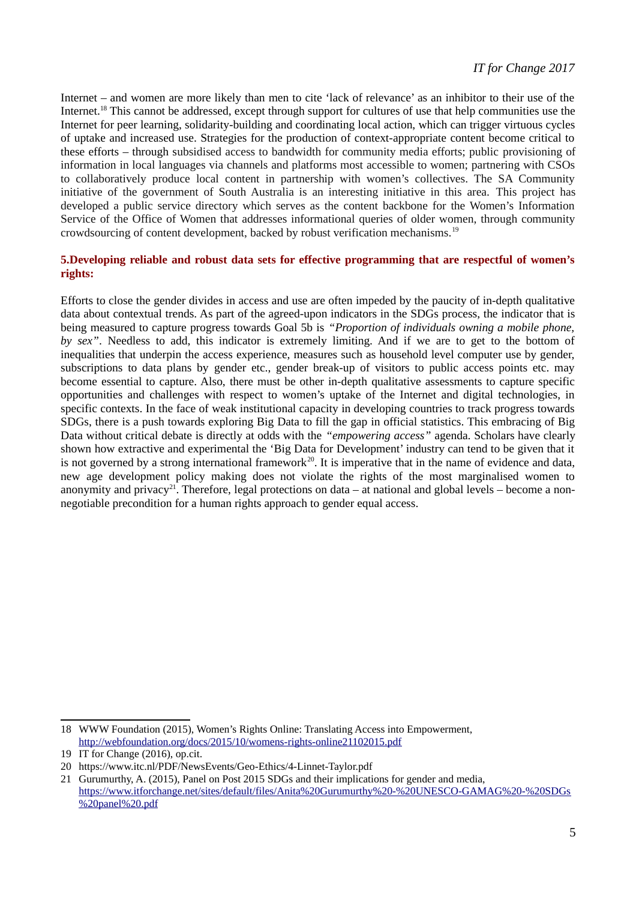Internet – and women are more likely than men to cite 'lack of relevance' as an inhibitor to their use of the Internet.[18] This cannot be addressed, except through support for cultures of use that help communities use the Internet for peer learning, solidarity-building and coordinating local action, which can trigger virtuous cycles of uptake and increased use. Strategies for the production of context-appropriate content become critical to these efforts – through subsidised access to bandwidth for community media efforts; public provisioning of information in local languages via channels and platforms most accessible to women; partnering with CSOs to collaboratively produce local content in partnership with women's collectives. The SA Community initiative of the government of South Australia is an interesting initiative in this area. This project has developed a public service directory which serves as the content backbone for the Women's Information Service of the Office of Women that addresses informational queries of older women, through community crowdsourcing of content development, backed by robust verification mechanisms.[19]

**5.Developing reliable and robust data sets for effective programming that are respectful of women's rights:**

Efforts to close the gender divides in access and use are often impeded by the paucity of in-depth qualitative data about contextual trends. As part of the agreed-upon indicators in the SDGs process, the indicator that is being measured to capture progress towards Goal 5b is *"Proportion of individuals owning a mobile phone, by sex"*. Needless to add, this indicator is extremely limiting. And if we are to get to the bottom of inequalities that underpin the access experience, measures such as household level computer use by gender, subscriptions to data plans by gender etc., gender break-up of visitors to public access points etc. may become essential to capture. Also, there must be other in-depth qualitative assessments to capture specific opportunities and challenges with respect to women's uptake of the Internet and digital technologies, in specific contexts. In the face of weak institutional capacity in developing countries to track progress towards SDGs, there is a push towards exploring Big Data to fill the gap in official statistics. This embracing of Big Data without critical debate is directly at odds with the *"empowering access"* agenda. Scholars have clearly shown how extractive and experimental the 'Big Data for Development' industry can tend to be given that it is not governed by a strong international framework[20]. It is imperative that in the name of evidence and data, new age development policy making does not violate the rights of the most marginalised women to anonymity and privacy[21]. Therefore, legal protections on data – at national and global levels – become a non-negotiable precondition for a human rights approach to gender equal access.

---

18 WWW Foundation (2015), Women's Rights Online: Translating Access into Empowerment, http://webfoundation.org/docs/2015/10/womens-rights-online21102015.pdf

19 IT for Change (2016), op.cit.

20 https://www.itc.nl/PDF/NewsEvents/Geo-Ethics/4-Linnet-Taylor.pdf

21 Gurumurthy, A. (2015), Panel on Post 2015 SDGs and their implications for gender and media, https://www.itforchange.net/sites/default/files/Anita%20Gurumurthy%20-%20UNESCO-GAMAG%20-%20SDGs%20panel%20.pdf